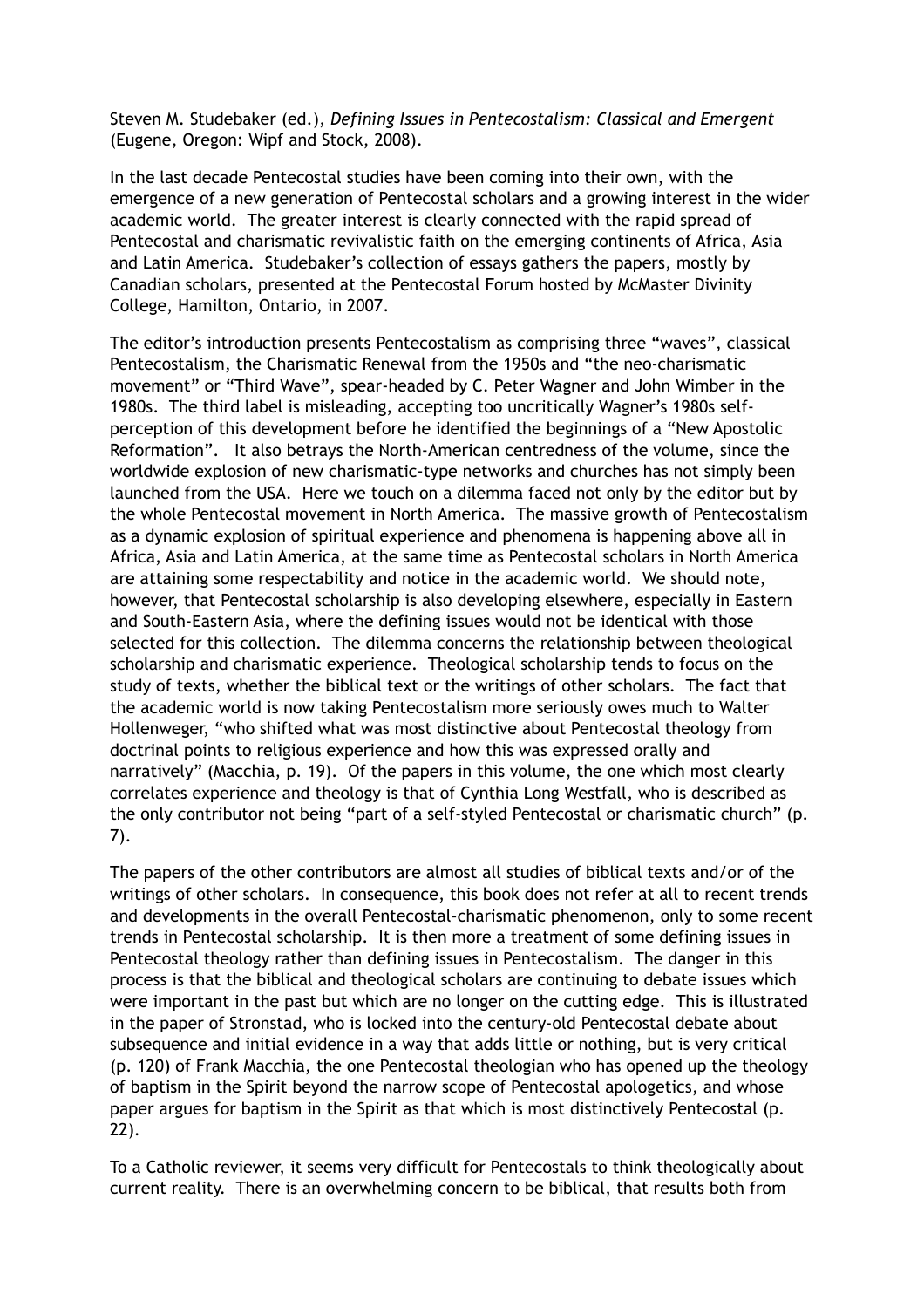Steven M. Studebaker (ed.), *Defining Issues in Pentecostalism: Classical and Emergent* (Eugene, Oregon: Wipf and Stock, 2008).

In the last decade Pentecostal studies have been coming into their own, with the emergence of a new generation of Pentecostal scholars and a growing interest in the wider academic world. The greater interest is clearly connected with the rapid spread of Pentecostal and charismatic revivalistic faith on the emerging continents of Africa, Asia and Latin America. Studebaker's collection of essays gathers the papers, mostly by Canadian scholars, presented at the Pentecostal Forum hosted by McMaster Divinity College, Hamilton, Ontario, in 2007.

The editor's introduction presents Pentecostalism as comprising three "waves", classical Pentecostalism, the Charismatic Renewal from the 1950s and "the neo-charismatic movement" or "Third Wave", spear-headed by C. Peter Wagner and John Wimber in the 1980s. The third label is misleading, accepting too uncritically Wagner's 1980s self-perception of this development before he identified the beginnings of a "New Apostolic Reformation". It also betrays the North-American centredness of the volume, since the worldwide explosion of new charismatic-type networks and churches has not simply been launched from the USA. Here we touch on a dilemma faced not only by the editor but by the whole Pentecostal movement in North America. The massive growth of Pentecostalism as a dynamic explosion of spiritual experience and phenomena is happening above all in Africa, Asia and Latin America, at the same time as Pentecostal scholars in North America are attaining some respectability and notice in the academic world. We should note, however, that Pentecostal scholarship is also developing elsewhere, especially in Eastern and South-Eastern Asia, where the defining issues would not be identical with those selected for this collection. The dilemma concerns the relationship between theological scholarship and charismatic experience. Theological scholarship tends to focus on the study of texts, whether the biblical text or the writings of other scholars. The fact that the academic world is now taking Pentecostalism more seriously owes much to Walter Hollenweger, "who shifted what was most distinctive about Pentecostal theology from doctrinal points to religious experience and how this was expressed orally and narratively" (Macchia, p. 19). Of the papers in this volume, the one which most clearly correlates experience and theology is that of Cynthia Long Westfall, who is described as the only contributor not being "part of a self-styled Pentecostal or charismatic church" (p. 7).

The papers of the other contributors are almost all studies of biblical texts and/or of the writings of other scholars. In consequence, this book does not refer at all to recent trends and developments in the overall Pentecostal-charismatic phenomenon, only to some recent trends in Pentecostal scholarship. It is then more a treatment of some defining issues in Pentecostal theology rather than defining issues in Pentecostalism. The danger in this process is that the biblical and theological scholars are continuing to debate issues which were important in the past but which are no longer on the cutting edge. This is illustrated in the paper of Stronstad, who is locked into the century-old Pentecostal debate about subsequence and initial evidence in a way that adds little or nothing, but is very critical (p. 120) of Frank Macchia, the one Pentecostal theologian who has opened up the theology of baptism in the Spirit beyond the narrow scope of Pentecostal apologetics, and whose paper argues for baptism in the Spirit as that which is most distinctively Pentecostal (p. 22).

To a Catholic reviewer, it seems very difficult for Pentecostals to think theologically about current reality. There is an overwhelming concern to be biblical, that results both from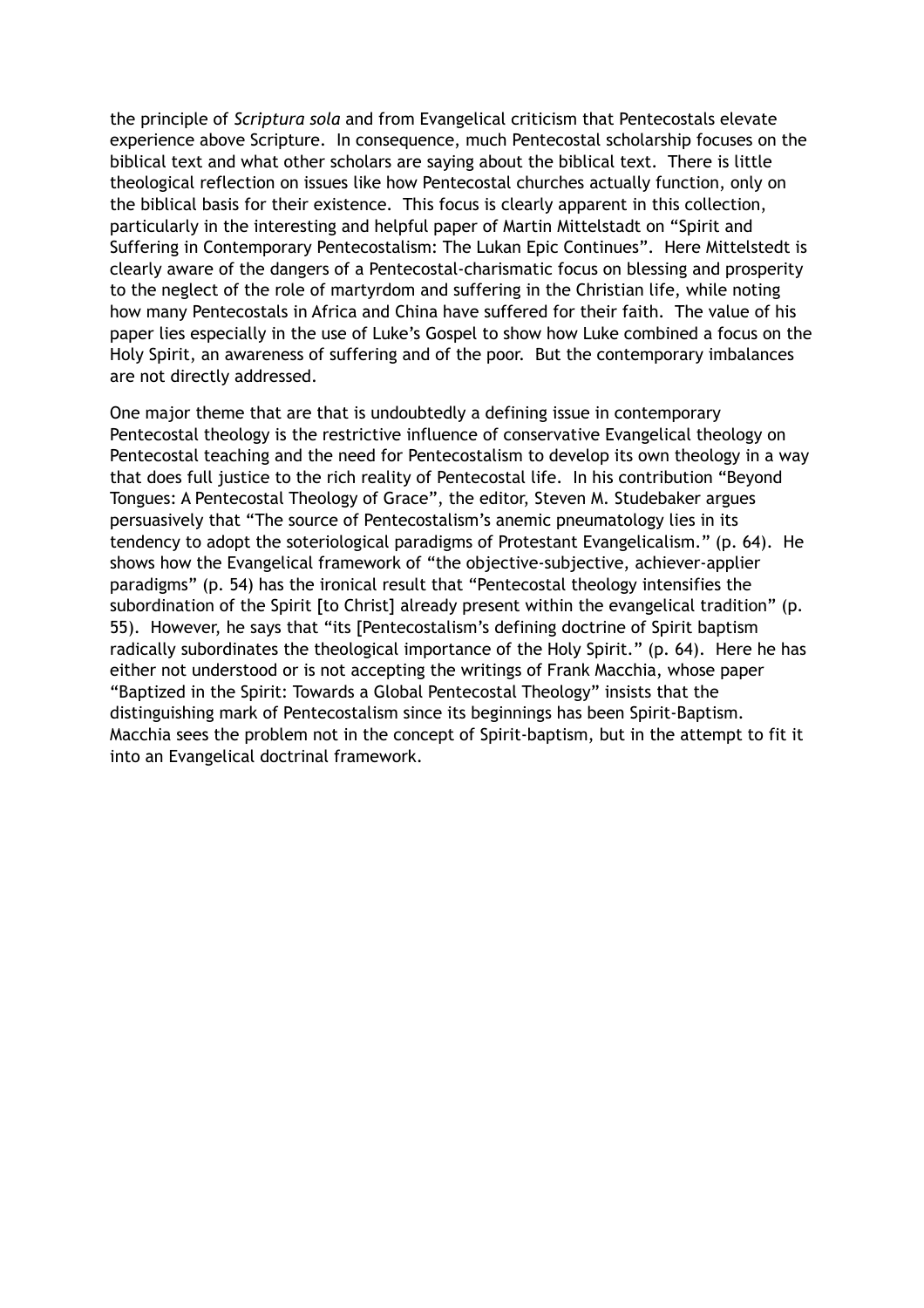the principle of *Scriptura sola* and from Evangelical criticism that Pentecostals elevate experience above Scripture. In consequence, much Pentecostal scholarship focuses on the biblical text and what other scholars are saying about the biblical text. There is little theological reflection on issues like how Pentecostal churches actually function, only on the biblical basis for their existence. This focus is clearly apparent in this collection, particularly in the interesting and helpful paper of Martin Mittelstadt on "Spirit and Suffering in Contemporary Pentecostalism: The Lukan Epic Continues". Here Mittelstedt is clearly aware of the dangers of a Pentecostal-charismatic focus on blessing and prosperity to the neglect of the role of martyrdom and suffering in the Christian life, while noting how many Pentecostals in Africa and China have suffered for their faith. The value of his paper lies especially in the use of Luke's Gospel to show how Luke combined a focus on the Holy Spirit, an awareness of suffering and of the poor. But the contemporary imbalances are not directly addressed.

One major theme that are that is undoubtedly a defining issue in contemporary Pentecostal theology is the restrictive influence of conservative Evangelical theology on Pentecostal teaching and the need for Pentecostalism to develop its own theology in a way that does full justice to the rich reality of Pentecostal life. In his contribution "Beyond Tongues: A Pentecostal Theology of Grace", the editor, Steven M. Studebaker argues persuasively that "The source of Pentecostalism's anemic pneumatology lies in its tendency to adopt the soteriological paradigms of Protestant Evangelicalism." (p. 64). He shows how the Evangelical framework of "the objective-subjective, achiever-applier paradigms" (p. 54) has the ironical result that "Pentecostal theology intensifies the subordination of the Spirit [to Christ] already present within the evangelical tradition" (p. 55). However, he says that "its [Pentecostalism's defining doctrine of Spirit baptism radically subordinates the theological importance of the Holy Spirit." (p. 64). Here he has either not understood or is not accepting the writings of Frank Macchia, whose paper "Baptized in the Spirit: Towards a Global Pentecostal Theology" insists that the distinguishing mark of Pentecostalism since its beginnings has been Spirit-Baptism. Macchia sees the problem not in the concept of Spirit-baptism, but in the attempt to fit it into an Evangelical doctrinal framework.